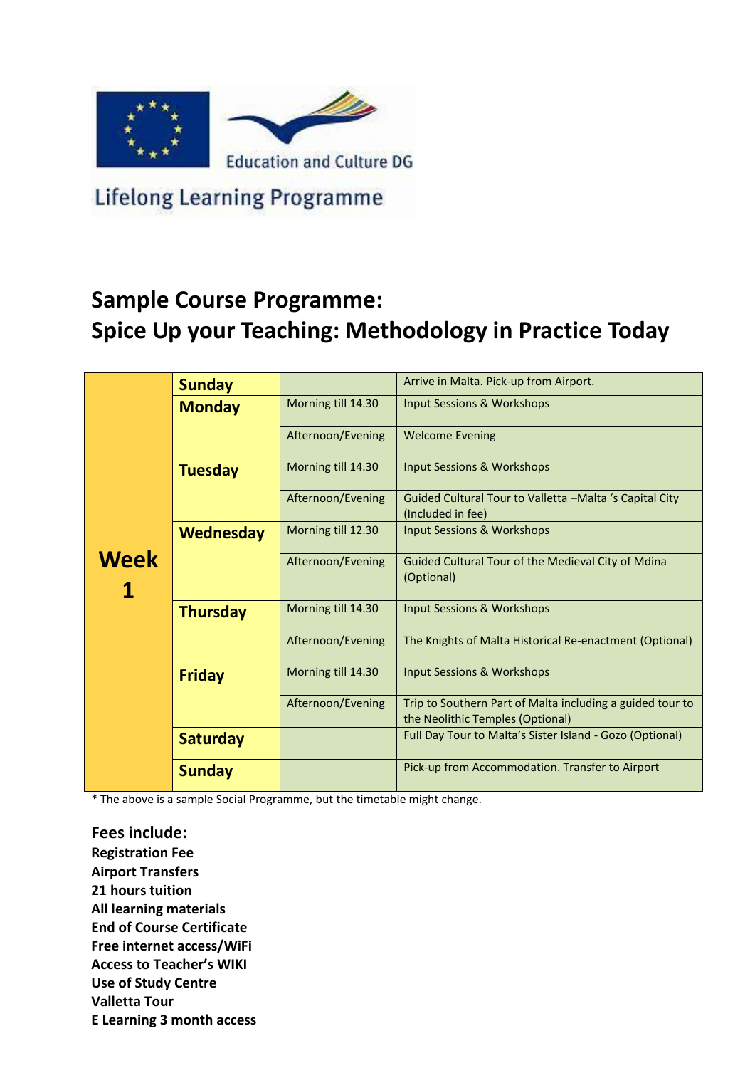Education and Culture DG

Lifelong Learning Programme

# Sample Course Programme:
# Spice Up your Teaching: Methodology in Practice Today

| | | | |
|---|---|---|---|
| **Week 1** | **Sunday** | | Arrive in Malta. Pick-up from Airport. |
| | **Monday** | Morning till 14.30 | Input Sessions & Workshops |
| | | Afternoon/Evening | Welcome Evening |
| | **Tuesday** | Morning till 14.30 | Input Sessions & Workshops |
| | | Afternoon/Evening | Guided Cultural Tour to Valletta –Malta 's Capital City (Included in fee) |
| | **Wednesday** | Morning till 12.30 | Input Sessions & Workshops |
| | | Afternoon/Evening | Guided Cultural Tour of the Medieval City of Mdina (Optional) |
| | **Thursday** | Morning till 14.30 | Input Sessions & Workshops |
| | | Afternoon/Evening | The Knights of Malta Historical Re-enactment (Optional) |
| | **Friday** | Morning till 14.30 | Input Sessions & Workshops |
| | | Afternoon/Evening | Trip to Southern Part of Malta including a guided tour to the Neolithic Temples (Optional) |
| | **Saturday** | | Full Day Tour to Malta's Sister Island - Gozo (Optional) |
| | **Sunday** | | Pick-up from Accommodation. Transfer to Airport |

* The above is a sample Social Programme, but the timetable might change.

## Fees include:

**Registration Fee**
**Airport Transfers**
**21 hours tuition**
**All learning materials**
**End of Course Certificate**
**Free internet access/WiFi**
**Access to Teacher's WIKI**
**Use of Study Centre**
**Valletta Tour**
**E Learning 3 month access**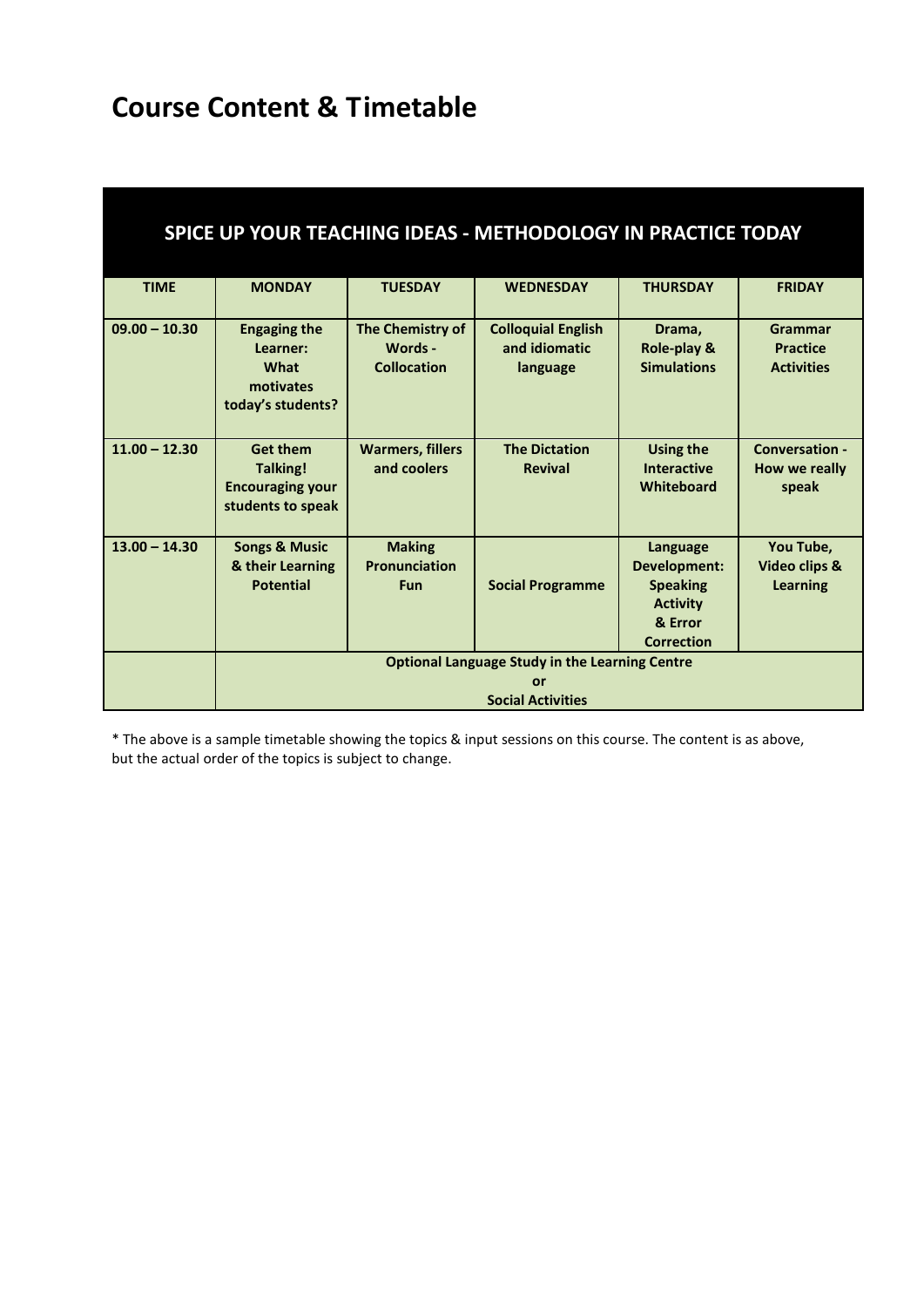# Course Content & Timetable

| SPICE UP YOUR TEACHING IDEAS - METHODOLOGY IN PRACTICE TODAY | | | | | |
|---|---|---|---|---|---|
| **TIME** | **MONDAY** | **TUESDAY** | **WEDNESDAY** | **THURSDAY** | **FRIDAY** |
| **09.00 – 10.30** | **Engaging the Learner: What motivates today's students?** | **The Chemistry of Words - Collocation** | **Colloquial English and idiomatic language** | **Drama, Role-play & Simulations** | **Grammar Practice Activities** |
| **11.00 – 12.30** | **Get them Talking! Encouraging your students to speak** | **Warmers, fillers and coolers** | **The Dictation Revival** | **Using the Interactive Whiteboard** | **Conversation - How we really speak** |
| **13.00 – 14.30** | **Songs & Music & their Learning Potential** | **Making Pronunciation Fun** | **Social Programme** | **Language Development: Speaking Activity & Error Correction** | **You Tube, Video clips & Learning** |
| | **Optional Language Study in the Learning Centre or Social Activities** | | | | |

* The above is a sample timetable showing the topics & input sessions on this course. The content is as above, but the actual order of the topics is subject to change.